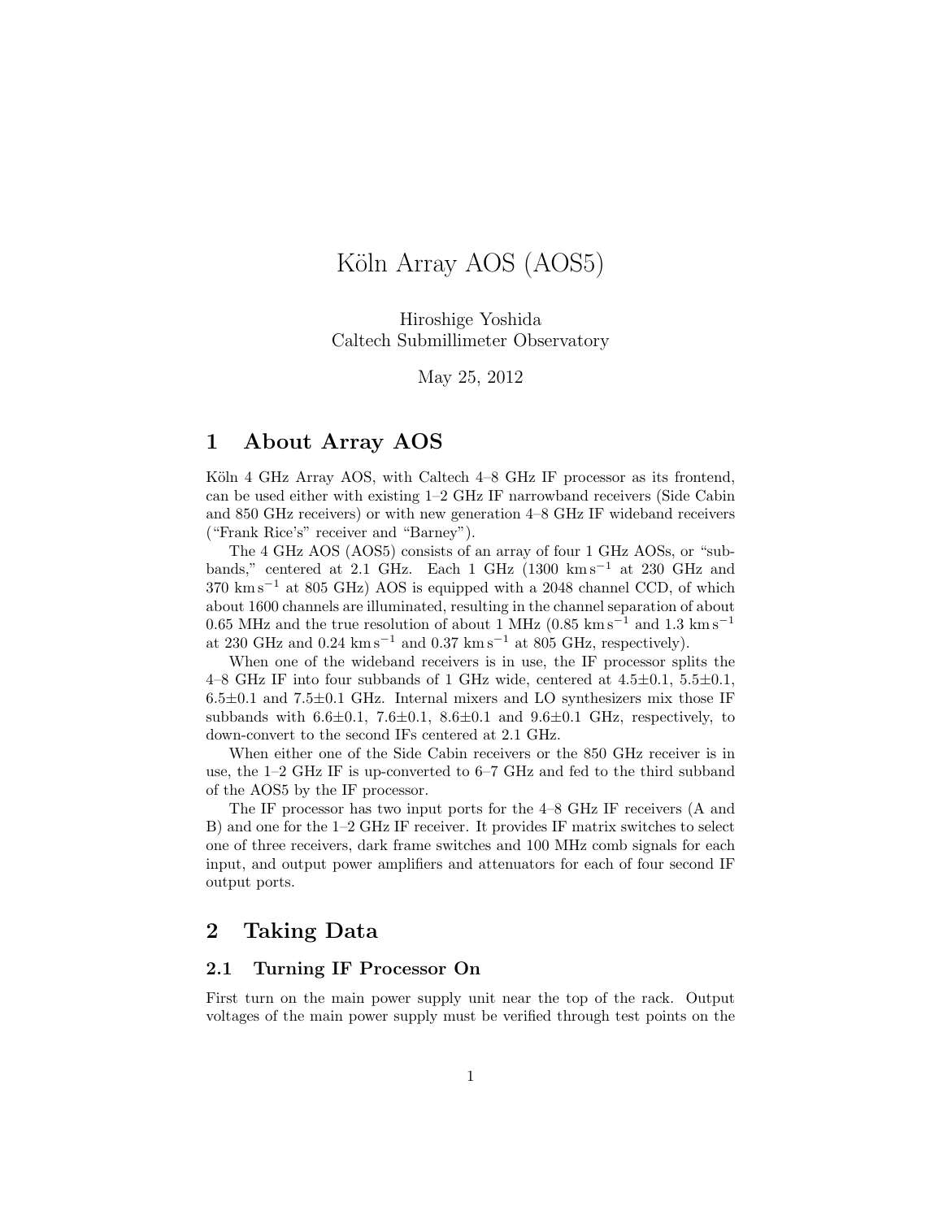# Köln Array AOS (AOS5)

Hiroshige Yoshida
Caltech Submillimeter Observatory

May 25, 2012

## 1 About Array AOS

Köln 4 GHz Array AOS, with Caltech 4–8 GHz IF processor as its frontend, can be used either with existing 1–2 GHz IF narrowband receivers (Side Cabin and 850 GHz receivers) or with new generation 4–8 GHz IF wideband receivers ("Frank Rice's" receiver and "Barney").

The 4 GHz AOS (AOS5) consists of an array of four 1 GHz AOSs, or "subbands," centered at 2.1 GHz. Each 1 GHz (1300 $\mathrm{km\,s^{-1}}$ at 230 GHz and 370 $\mathrm{km\,s^{-1}}$ at 805 GHz) AOS is equipped with a 2048 channel CCD, of which about 1600 channels are illuminated, resulting in the channel separation of about 0.65 MHz and the true resolution of about 1 MHz (0.85 $\mathrm{km\,s^{-1}}$ and 1.3 $\mathrm{km\,s^{-1}}$ at 230 GHz and 0.24 $\mathrm{km\,s^{-1}}$ and 0.37 $\mathrm{km\,s^{-1}}$ at 805 GHz, respectively).

When one of the wideband receivers is in use, the IF processor splits the 4–8 GHz IF into four subbands of 1 GHz wide, centered at 4.5±0.1, 5.5±0.1, 6.5±0.1 and 7.5±0.1 GHz. Internal mixers and LO synthesizers mix those IF subbands with 6.6±0.1, 7.6±0.1, 8.6±0.1 and 9.6±0.1 GHz, respectively, to down-convert to the second IFs centered at 2.1 GHz.

When either one of the Side Cabin receivers or the 850 GHz receiver is in use, the 1–2 GHz IF is up-converted to 6–7 GHz and fed to the third subband of the AOS5 by the IF processor.

The IF processor has two input ports for the 4–8 GHz IF receivers (A and B) and one for the 1–2 GHz IF receiver. It provides IF matrix switches to select one of three receivers, dark frame switches and 100 MHz comb signals for each input, and output power amplifiers and attenuators for each of four second IF output ports.

## 2 Taking Data

### 2.1 Turning IF Processor On

First turn on the main power supply unit near the top of the rack. Output voltages of the main power supply must be verified through test points on the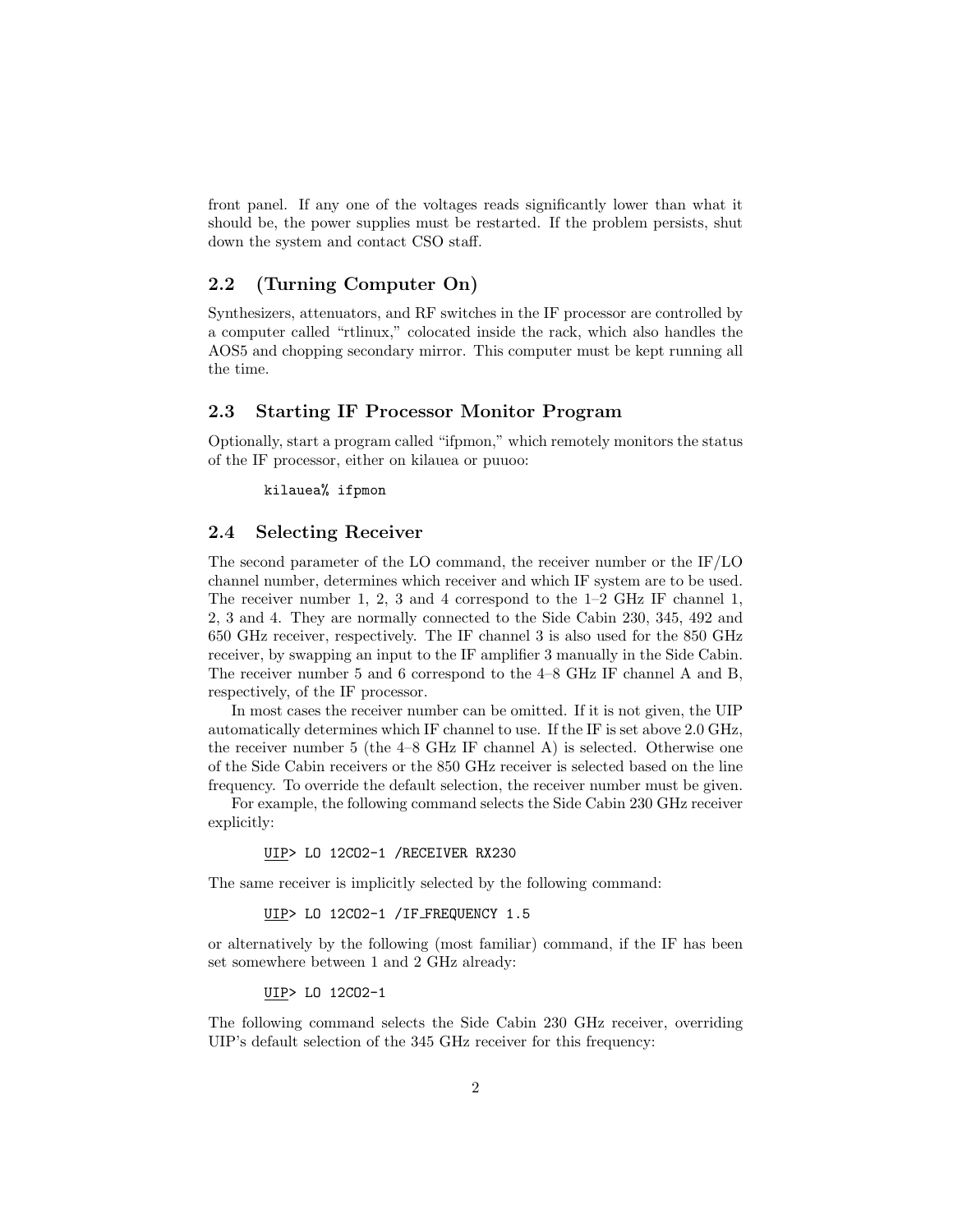front panel. If any one of the voltages reads significantly lower than what it should be, the power supplies must be restarted. If the problem persists, shut down the system and contact CSO staff.

## 2.2 (Turning Computer On)

Synthesizers, attenuators, and RF switches in the IF processor are controlled by a computer called "rtlinux," colocated inside the rack, which also handles the AOS5 and chopping secondary mirror. This computer must be kept running all the time.

## 2.3 Starting IF Processor Monitor Program

Optionally, start a program called "ifpmon," which remotely monitors the status of the IF processor, either on kilauea or puuoo:

```
kilauea% ifpmon
```

## 2.4 Selecting Receiver

The second parameter of the LO command, the receiver number or the IF/LO channel number, determines which receiver and which IF system are to be used. The receiver number 1, 2, 3 and 4 correspond to the 1–2 GHz IF channel 1, 2, 3 and 4. They are normally connected to the Side Cabin 230, 345, 492 and 650 GHz receiver, respectively. The IF channel 3 is also used for the 850 GHz receiver, by swapping an input to the IF amplifier 3 manually in the Side Cabin. The receiver number 5 and 6 correspond to the 4–8 GHz IF channel A and B, respectively, of the IF processor.

In most cases the receiver number can be omitted. If it is not given, the UIP automatically determines which IF channel to use. If the IF is set above 2.0 GHz, the receiver number 5 (the 4–8 GHz IF channel A) is selected. Otherwise one of the Side Cabin receivers or the 850 GHz receiver is selected based on the line frequency. To override the default selection, the receiver number must be given.

For example, the following command selects the Side Cabin 230 GHz receiver explicitly:

```
UIP> LO 12CO2-1 /RECEIVER RX230
```

The same receiver is implicitly selected by the following command:

```
UIP> LO 12CO2-1 /IF_FREQUENCY 1.5
```

or alternatively by the following (most familiar) command, if the IF has been set somewhere between 1 and 2 GHz already:

```
UIP> LO 12CO2-1
```

The following command selects the Side Cabin 230 GHz receiver, overriding UIP's default selection of the 345 GHz receiver for this frequency: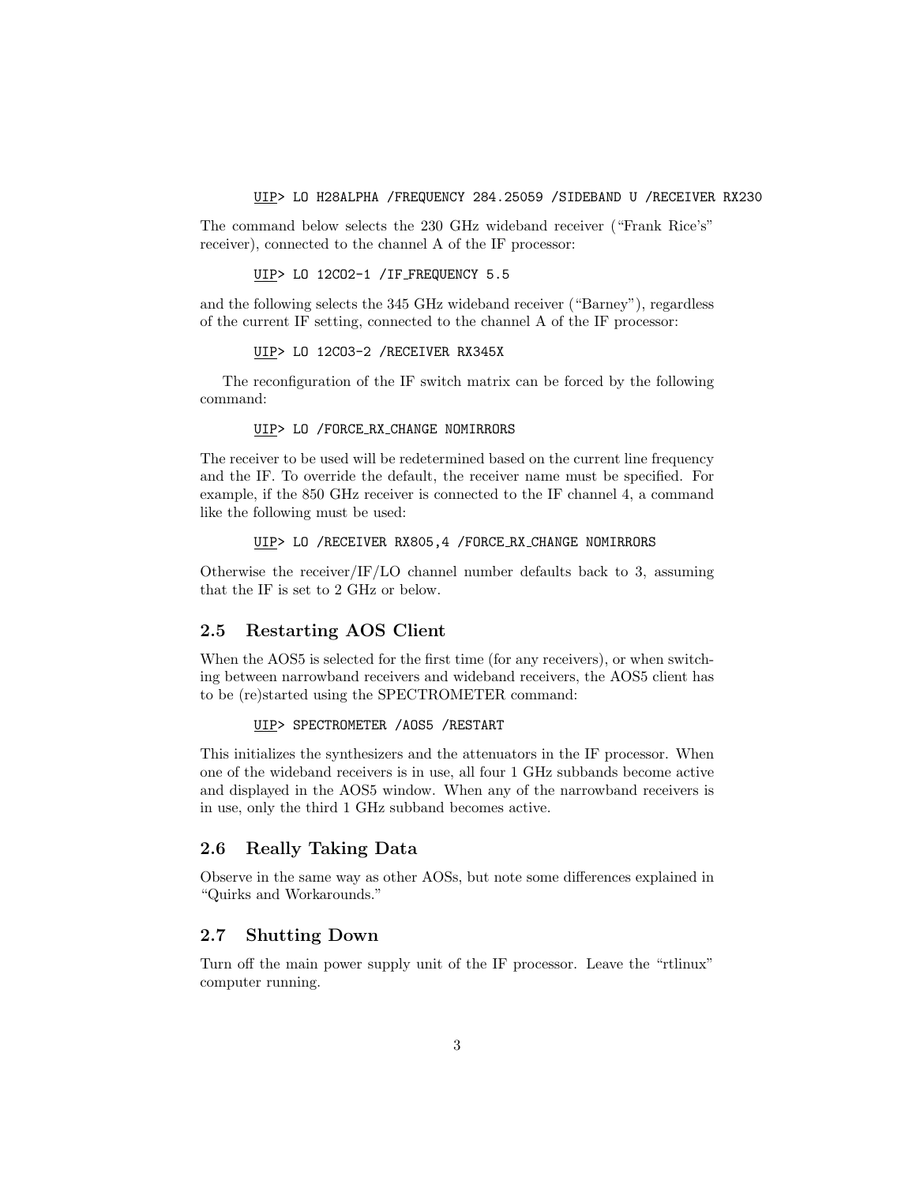```
UIP> LO H28ALPHA /FREQUENCY 284.25059 /SIDEBAND U /RECEIVER RX230
```

The command below selects the 230 GHz wideband receiver ("Frank Rice's" receiver), connected to the channel A of the IF processor:

```
UIP> LO 12CO2-1 /IF_FREQUENCY 5.5
```

and the following selects the 345 GHz wideband receiver ("Barney"), regardless of the current IF setting, connected to the channel A of the IF processor:

```
UIP> LO 12CO3-2 /RECEIVER RX345X
```

The reconfiguration of the IF switch matrix can be forced by the following command:

```
UIP> LO /FORCE_RX_CHANGE NOMIRRORS
```

The receiver to be used will be redetermined based on the current line frequency and the IF. To override the default, the receiver name must be specified. For example, if the 850 GHz receiver is connected to the IF channel 4, a command like the following must be used:

```
UIP> LO /RECEIVER RX805,4 /FORCE_RX_CHANGE NOMIRRORS
```

Otherwise the receiver/IF/LO channel number defaults back to 3, assuming that the IF is set to 2 GHz or below.

## 2.5 Restarting AOS Client

When the AOS5 is selected for the first time (for any receivers), or when switching between narrowband receivers and wideband receivers, the AOS5 client has to be (re)started using the SPECTROMETER command:

```
UIP> SPECTROMETER /AOS5 /RESTART
```

This initializes the synthesizers and the attenuators in the IF processor. When one of the wideband receivers is in use, all four 1 GHz subbands become active and displayed in the AOS5 window. When any of the narrowband receivers is in use, only the third 1 GHz subband becomes active.

## 2.6 Really Taking Data

Observe in the same way as other AOSs, but note some differences explained in "Quirks and Workarounds."

## 2.7 Shutting Down

Turn off the main power supply unit of the IF processor. Leave the "rtlinux" computer running.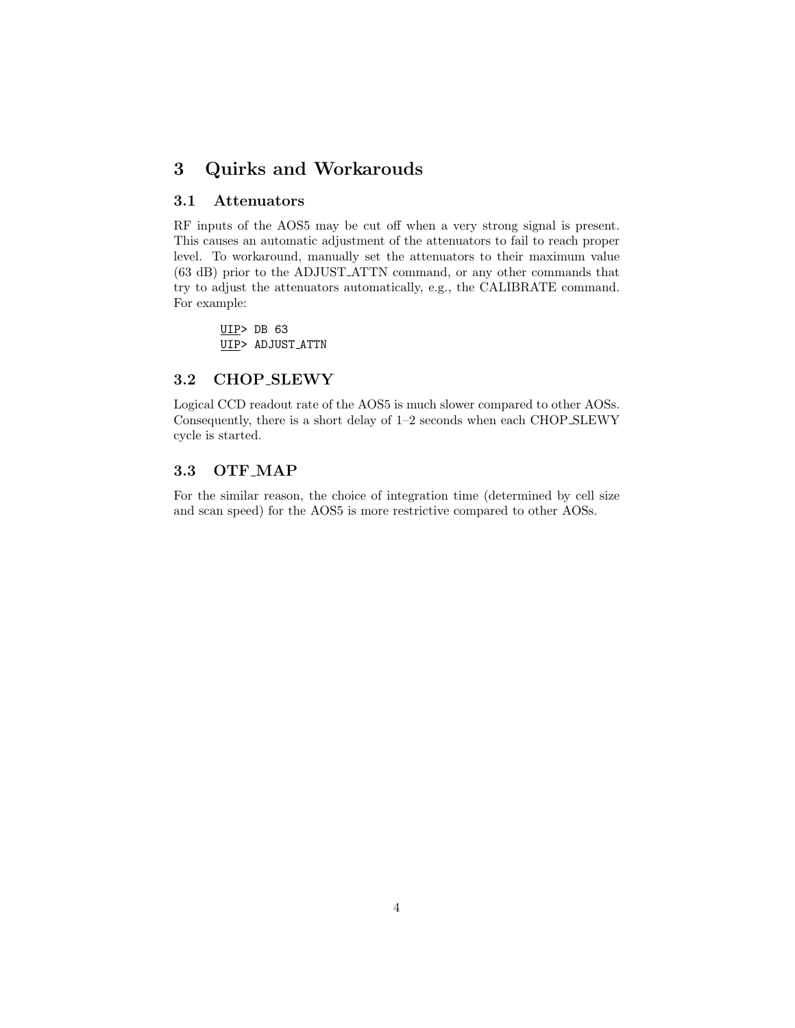# 3 Quirks and Workarouds

## 3.1 Attenuators

RF inputs of the AOS5 may be cut off when a very strong signal is present. This causes an automatic adjustment of the attenuators to fail to reach proper level. To workaround, manually set the attenuators to their maximum value (63 dB) prior to the ADJUST_ATTN command, or any other commands that try to adjust the attenuators automatically, e.g., the CALIBRATE command. For example:

```
UIP> DB 63
UIP> ADJUST_ATTN
```

## 3.2 CHOP_SLEWY

Logical CCD readout rate of the AOS5 is much slower compared to other AOSs. Consequently, there is a short delay of 1–2 seconds when each CHOP_SLEWY cycle is started.

## 3.3 OTF_MAP

For the similar reason, the choice of integration time (determined by cell size and scan speed) for the AOS5 is more restrictive compared to other AOSs.